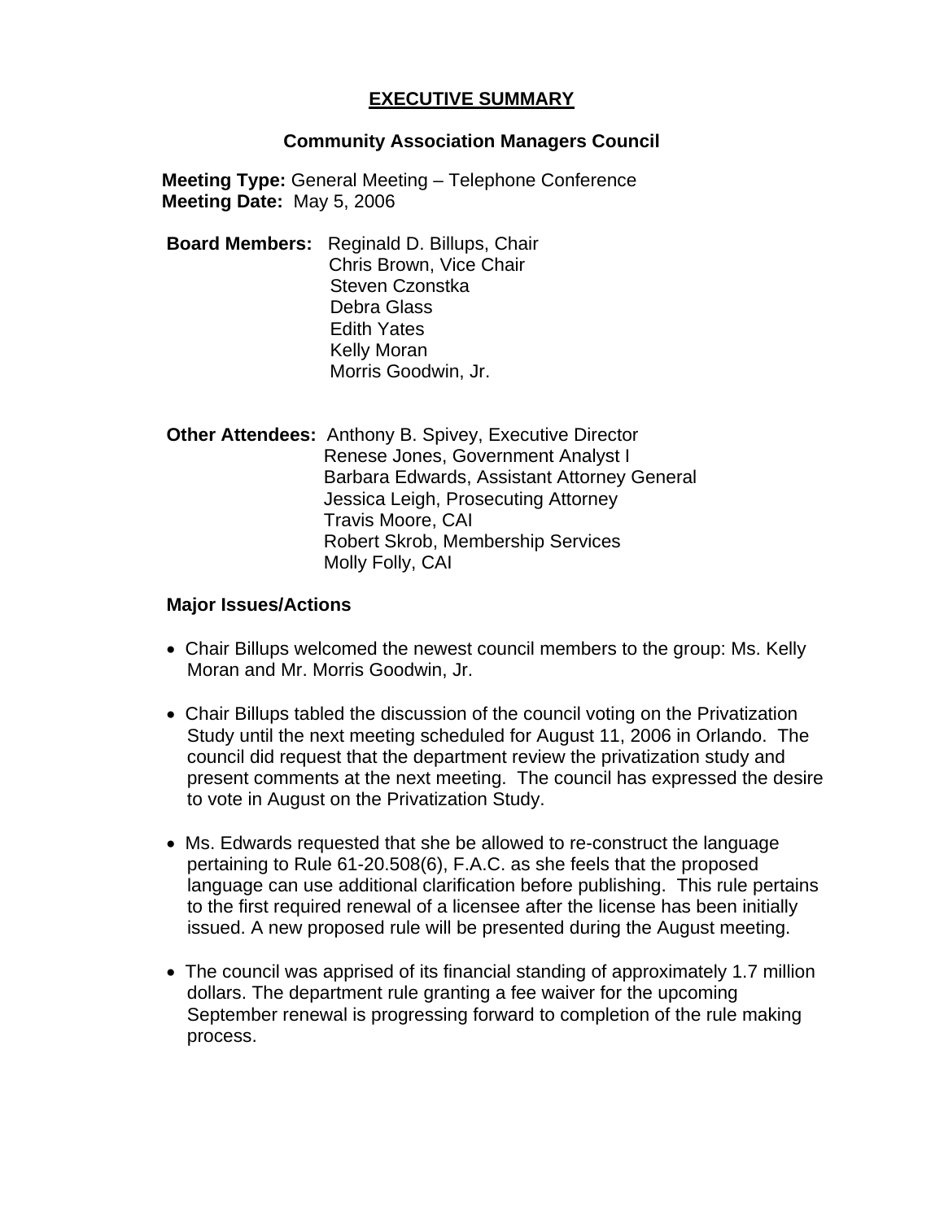# EXECUTIVE SUMMARY

## Community Association Managers Council

**Meeting Type:** General Meeting – Telephone Conference
**Meeting Date:** May 5, 2006

**Board Members:**
Reginald D. Billups, Chair
Chris Brown, Vice Chair
Steven Czonstka
Debra Glass
Edith Yates
Kelly Moran
Morris Goodwin, Jr.

**Other Attendees:**
Anthony B. Spivey, Executive Director
Renese Jones, Government Analyst I
Barbara Edwards, Assistant Attorney General
Jessica Leigh, Prosecuting Attorney
Travis Moore, CAI
Robert Skrob, Membership Services
Molly Folly, CAI

**Major Issues/Actions**

- Chair Billups welcomed the newest council members to the group: Ms. Kelly Moran and Mr. Morris Goodwin, Jr.
- Chair Billups tabled the discussion of the council voting on the Privatization Study until the next meeting scheduled for August 11, 2006 in Orlando. The council did request that the department review the privatization study and present comments at the next meeting. The council has expressed the desire to vote in August on the Privatization Study.
- Ms. Edwards requested that she be allowed to re-construct the language pertaining to Rule 61-20.508(6), F.A.C. as she feels that the proposed language can use additional clarification before publishing. This rule pertains to the first required renewal of a licensee after the license has been initially issued. A new proposed rule will be presented during the August meeting.
- The council was apprised of its financial standing of approximately 1.7 million dollars. The department rule granting a fee waiver for the upcoming September renewal is progressing forward to completion of the rule making process.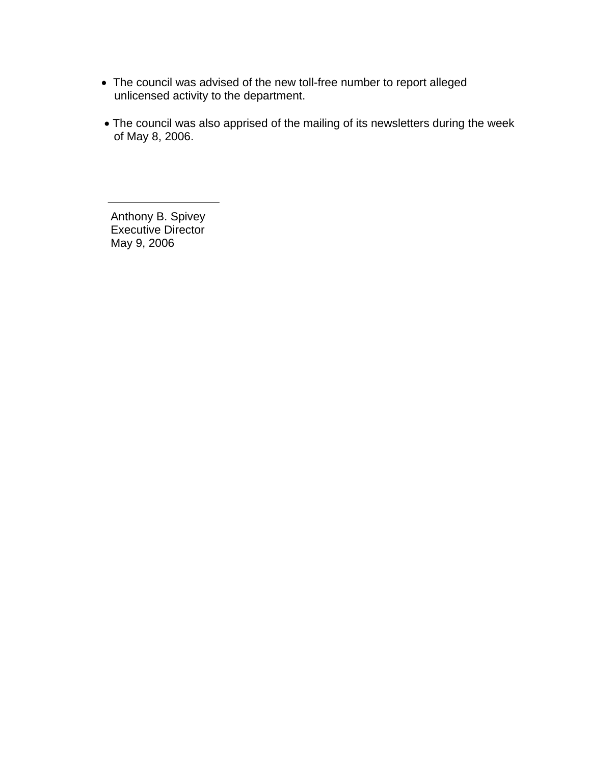- The council was advised of the new toll-free number to report alleged unlicensed activity to the department.

- The council was also apprised of the mailing of its newsletters during the week of May 8, 2006.

\_\_\_\_\_\_\_\_\_\_\_\_\_\_\_\_\_\_\_\_

Anthony B. Spivey
Executive Director
May 9, 2006